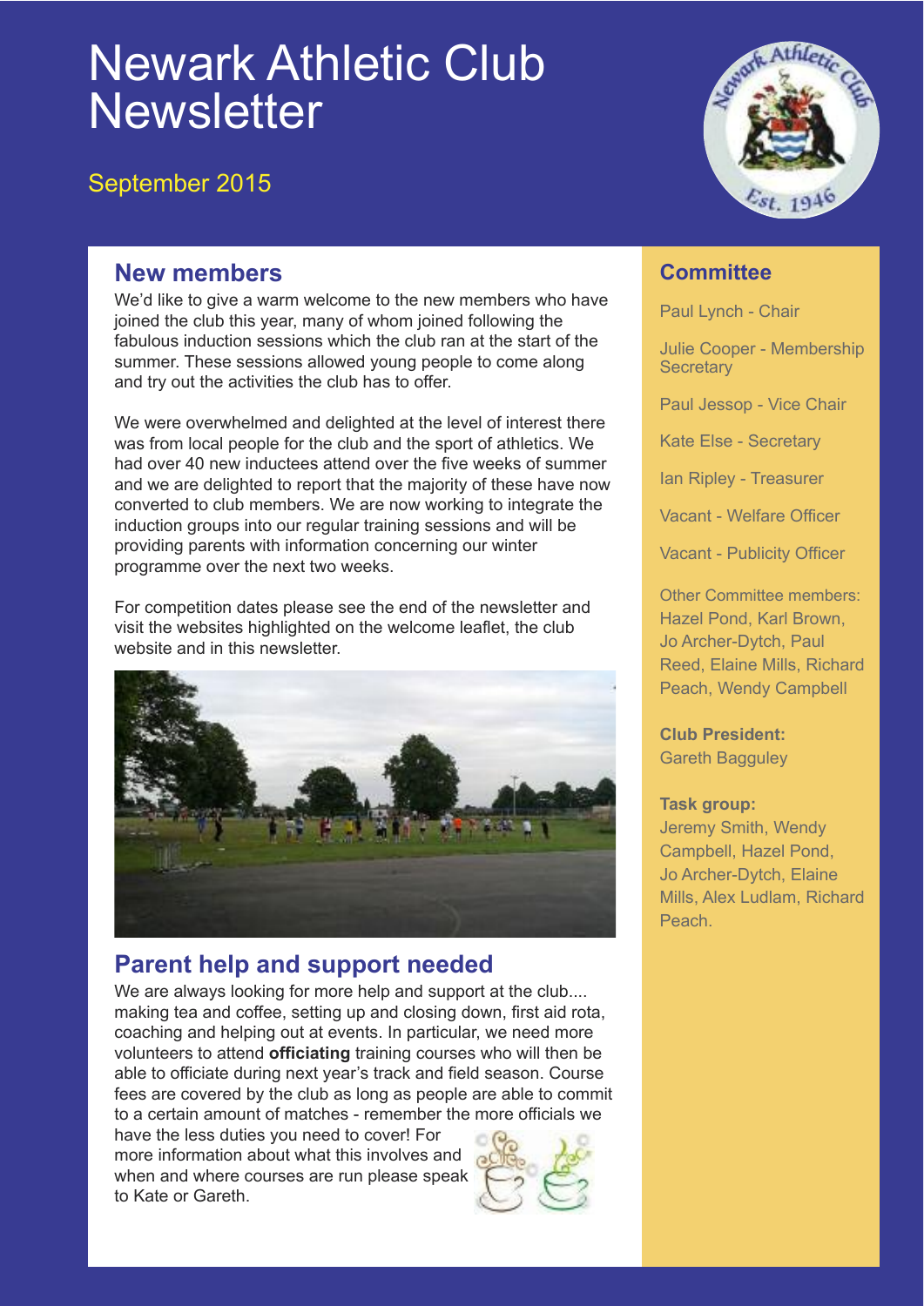# Newark Athletic Club Newsletter

September 2015

## New members

We'd like to give a warm welcome to the new members who have joined the club this year, many of whom joined following the fabulous induction sessions which the club ran at the start of the summer. These sessions allowed young people to come along and try out the activities the club has to offer.

We were overwhelmed and delighted at the level of interest there was from local people for the club and the sport of athletics. We had over 40 new inductees attend over the five weeks of summer and we are delighted to report that the majority of these have now converted to club members. We are now working to integrate the induction groups into our regular training sessions and will be providing parents with information concerning our winter programme over the next two weeks.

For competition dates please see the end of the newsletter and visit the websites highlighted on the welcome leaflet, the club website and in this newsletter.

## Parent help and support needed

We are always looking for more help and support at the club.... making tea and coffee, setting up and closing down, first aid rota, coaching and helping out at events. In particular, we need more volunteers to attend **officiating** training courses who will then be able to officiate during next year's track and field season. Course fees are covered by the club as long as people are able to commit to a certain amount of matches - remember the more officials we have the less duties you need to cover! For more information about what this involves and when and where courses are run please speak to Kate or Gareth.

## Committee

Paul Lynch - Chair

Julie Cooper - Membership Secretary

Paul Jessop - Vice Chair

Kate Else - Secretary

Ian Ripley - Treasurer

Vacant - Welfare Officer

Vacant - Publicity Officer

Other Committee members: Hazel Pond, Karl Brown, Jo Archer-Dytch, Paul Reed, Elaine Mills, Richard Peach, Wendy Campbell

**Club President:**
Gareth Bagguley

**Task group:**
Jeremy Smith, Wendy Campbell, Hazel Pond, Jo Archer-Dytch, Elaine Mills, Alex Ludlam, Richard Peach.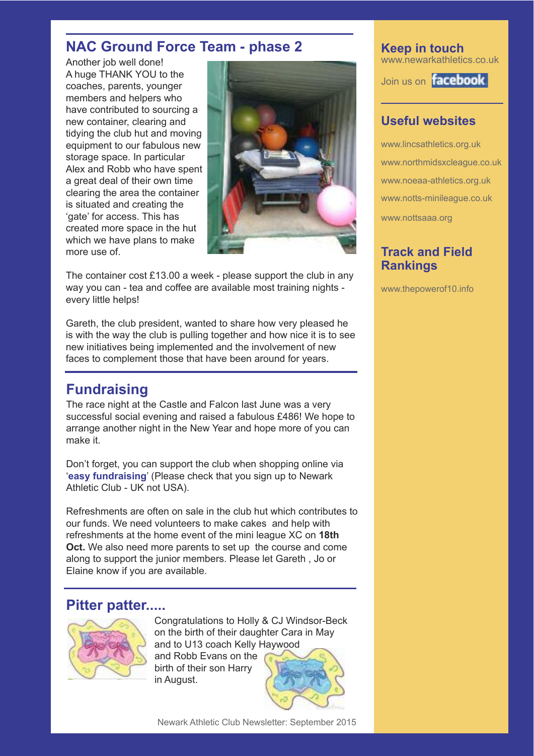## NAC Ground Force Team - phase 2

Another job well done!
A huge THANK YOU to the coaches, parents, younger members and helpers who have contributed to sourcing a new container, clearing and tidying the club hut and moving equipment to our fabulous new storage space. In particular Alex and Robb who have spent a great deal of their own time clearing the area the container is situated and creating the 'gate' for access. This has created more space in the hut which we have plans to make more use of.

The container cost £13.00 a week - please support the club in any way you can - tea and coffee are available most training nights - every little helps!

Gareth, the club president, wanted to share how very pleased he is with the way the club is pulling together and how nice it is to see new initiatives being implemented and the involvement of new faces to complement those that have been around for years.

## Fundraising

The race night at the Castle and Falcon last June was a very successful social evening and raised a fabulous £486! We hope to arrange another night in the New Year and hope more of you can make it.

Don't forget, you can support the club when shopping online via '**easy fundraising**' (Please check that you sign up to Newark Athletic Club - UK not USA).

Refreshments are often on sale in the club hut which contributes to our funds. We need volunteers to make cakes and help with refreshments at the home event of the mini league XC on **18th Oct.** We also need more parents to set up the course and come along to support the junior members. Please let Gareth , Jo or Elaine know if you are available.

## Pitter patter.....

Congratulations to Holly & CJ Windsor-Beck on the birth of their daughter Cara in May and to U13 coach Kelly Haywood and Robb Evans on the birth of their son Harry in August.

Newark Athletic Club Newsletter: September 2015

## Keep in touch

www.newarkathletics.co.uk

Join us on facebook

## Useful websites

www.lincsathletics.org.uk

www.northmidsxcleague.co.uk

www.noeaa-athletics.org.uk

www.notts-minileague.co.uk

www.nottsaaa.org

## Track and Field Rankings

www.thepowerof10.info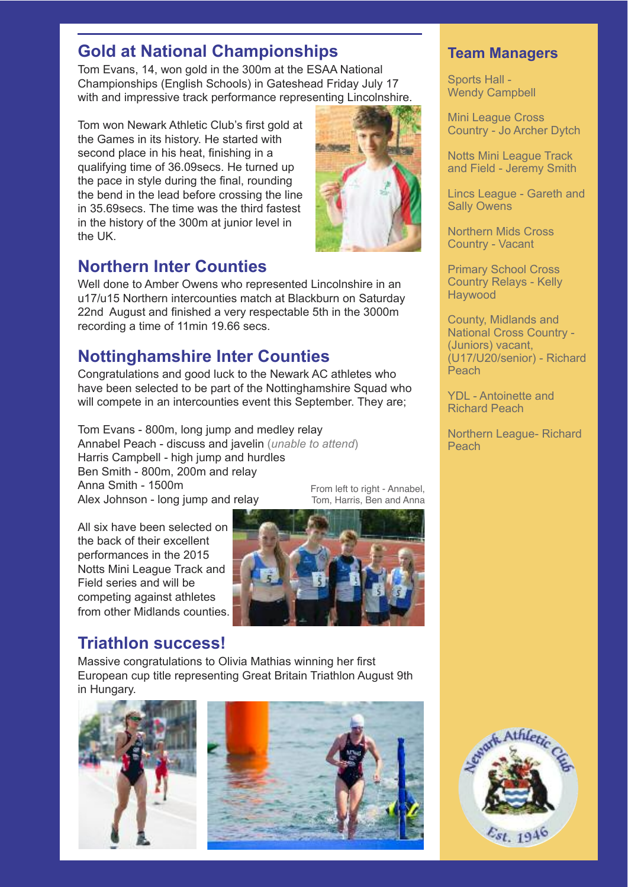## Gold at National Championships

Tom Evans, 14, won gold in the 300m at the ESAA National Championships (English Schools) in Gateshead Friday July 17 with and impressive track performance representing Lincolnshire.

Tom won Newark Athletic Club's first gold at the Games in its history. He started with second place in his heat, finishing in a qualifying time of 36.09secs. He turned up the pace in style during the final, rounding the bend in the lead before crossing the line in 35.69secs. The time was the third fastest in the history of the 300m at junior level in the UK.

## Northern Inter Counties

Well done to Amber Owens who represented Lincolnshire in an u17/u15 Northern intercounties match at Blackburn on Saturday 22nd August and finished a very respectable 5th in the 3000m recording a time of 11min 19.66 secs.

## Nottinghamshire Inter Counties

Congratulations and good luck to the Newark AC athletes who have been selected to be part of the Nottinghamshire Squad who will compete in an intercounties event this September. They are;

Tom Evans - 800m, long jump and medley relay
Annabel Peach - discuss and javelin (*unable to attend*)
Harris Campbell - high jump and hurdles
Ben Smith - 800m, 200m and relay
Anna Smith - 1500m
Alex Johnson - long jump and relay

From left to right - Annabel, Tom, Harris, Ben and Anna

All six have been selected on the back of their excellent performances in the 2015 Notts Mini League Track and Field series and will be competing against athletes from other Midlands counties.

## Triathlon success!

Massive congratulations to Olivia Mathias winning her first European cup title representing Great Britain Triathlon August 9th in Hungary.

## Team Managers

Sports Hall - Wendy Campbell

Mini League Cross Country - Jo Archer Dytch

Notts Mini League Track and Field - Jeremy Smith

Lincs League - Gareth and Sally Owens

Northern Mids Cross Country - Vacant

Primary School Cross Country Relays - Kelly Haywood

County, Midlands and National Cross Country - (Juniors) vacant, (U17/U20/senior) - Richard Peach

YDL - Antoinette and Richard Peach

Northern League- Richard Peach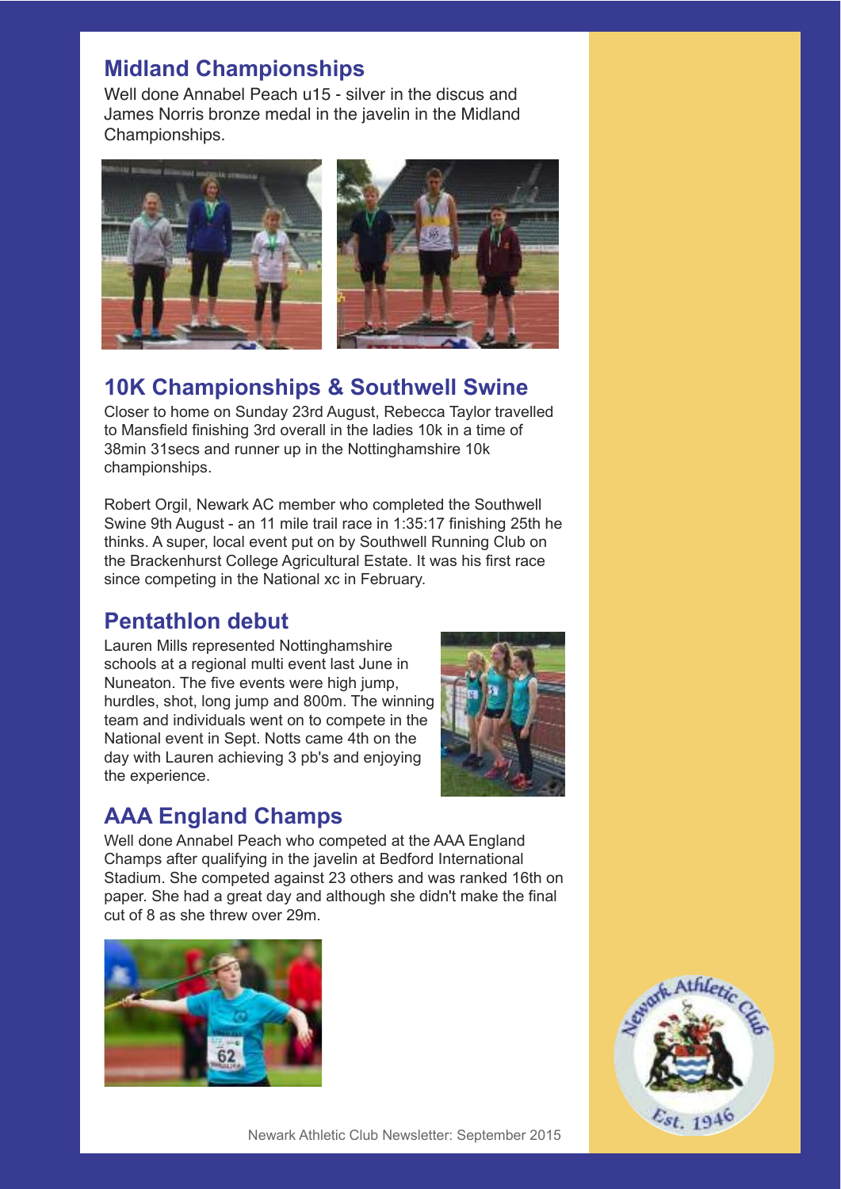## Midland Championships

Well done Annabel Peach u15 - silver in the discus and James Norris bronze medal in the javelin in the Midland Championships.

## 10K Championships & Southwell Swine

Closer to home on Sunday 23rd August, Rebecca Taylor travelled to Mansfield finishing 3rd overall in the ladies 10k in a time of 38min 31secs and runner up in the Nottinghamshire 10k championships.

Robert Orgil, Newark AC member who completed the Southwell Swine 9th August - an 11 mile trail race in 1:35:17 finishing 25th he thinks. A super, local event put on by Southwell Running Club on the Brackenhurst College Agricultural Estate. It was his first race since competing in the National xc in February.

## Pentathlon debut

Lauren Mills represented Nottinghamshire schools at a regional multi event last June in Nuneaton. The five events were high jump, hurdles, shot, long jump and 800m. The winning team and individuals went on to compete in the National event in Sept. Notts came 4th on the day with Lauren achieving 3 pb's and enjoying the experience.

## AAA England Champs

Well done Annabel Peach who competed at the AAA England Champs after qualifying in the javelin at Bedford International Stadium. She competed against 23 others and was ranked 16th on paper. She had a great day and although she didn't make the final cut of 8 as she threw over 29m.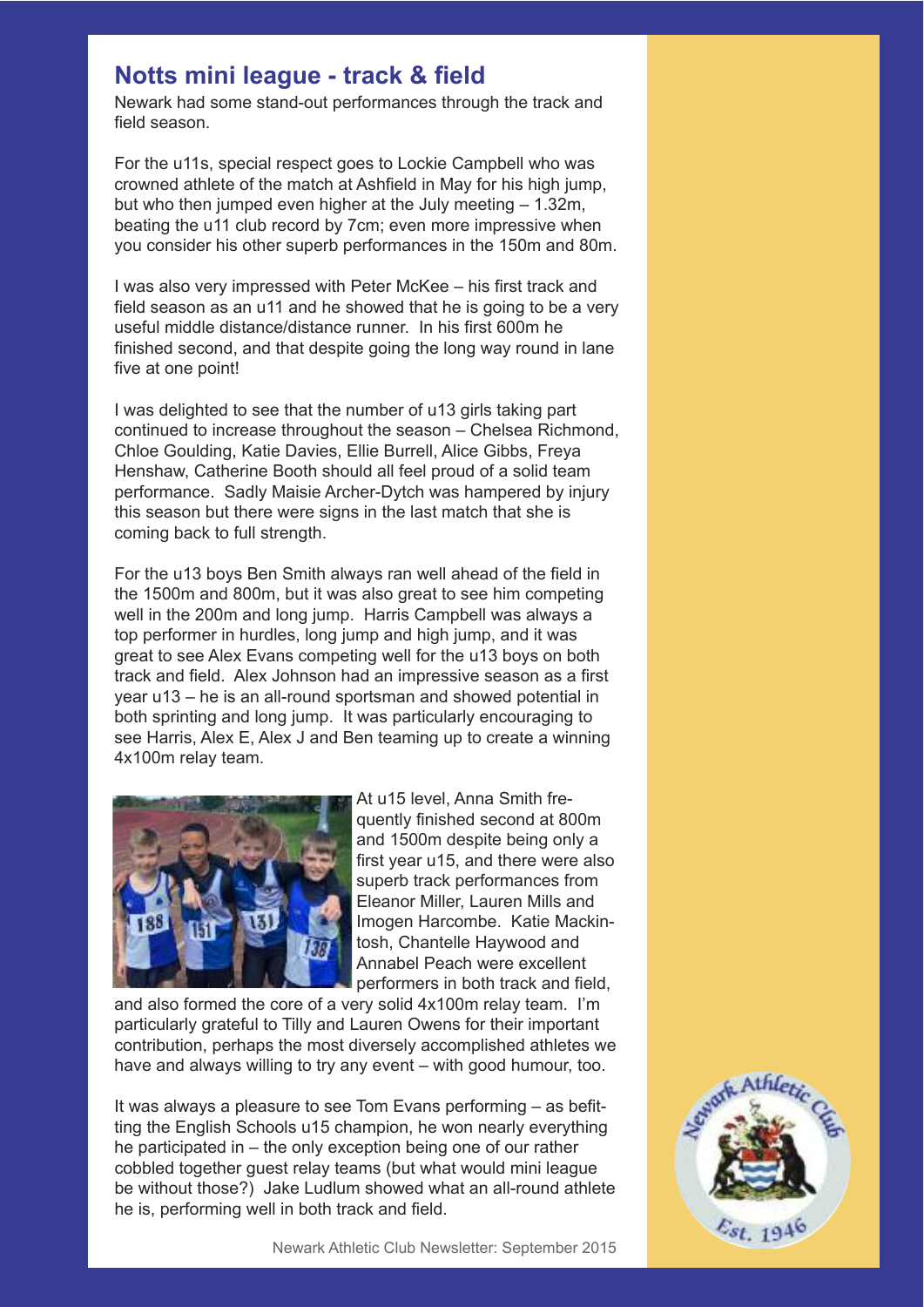## Notts mini league - track & field

Newark had some stand-out performances through the track and field season.

For the u11s, special respect goes to Lockie Campbell who was crowned athlete of the match at Ashfield in May for his high jump, but who then jumped even higher at the July meeting – 1.32m, beating the u11 club record by 7cm; even more impressive when you consider his other superb performances in the 150m and 80m.

I was also very impressed with Peter McKee – his first track and field season as an u11 and he showed that he is going to be a very useful middle distance/distance runner. In his first 600m he finished second, and that despite going the long way round in lane five at one point!

I was delighted to see that the number of u13 girls taking part continued to increase throughout the season – Chelsea Richmond, Chloe Goulding, Katie Davies, Ellie Burrell, Alice Gibbs, Freya Henshaw, Catherine Booth should all feel proud of a solid team performance. Sadly Maisie Archer-Dytch was hampered by injury this season but there were signs in the last match that she is coming back to full strength.

For the u13 boys Ben Smith always ran well ahead of the field in the 1500m and 800m, but it was also great to see him competing well in the 200m and long jump. Harris Campbell was always a top performer in hurdles, long jump and high jump, and it was great to see Alex Evans competing well for the u13 boys on both track and field. Alex Johnson had an impressive season as a first year u13 – he is an all-round sportsman and showed potential in both sprinting and long jump. It was particularly encouraging to see Harris, Alex E, Alex J and Ben teaming up to create a winning 4x100m relay team.

At u15 level, Anna Smith frequently finished second at 800m and 1500m despite being only a first year u15, and there were also superb track performances from Eleanor Miller, Lauren Mills and Imogen Harcombe. Katie Mackintosh, Chantelle Haywood and Annabel Peach were excellent performers in both track and field, and also formed the core of a very solid 4x100m relay team. I'm particularly grateful to Tilly and Lauren Owens for their important contribution, perhaps the most diversely accomplished athletes we have and always willing to try any event – with good humour, too.

It was always a pleasure to see Tom Evans performing – as befitting the English Schools u15 champion, he won nearly everything he participated in – the only exception being one of our rather cobbled together guest relay teams (but what would mini league be without those?) Jake Ludlum showed what an all-round athlete he is, performing well in both track and field.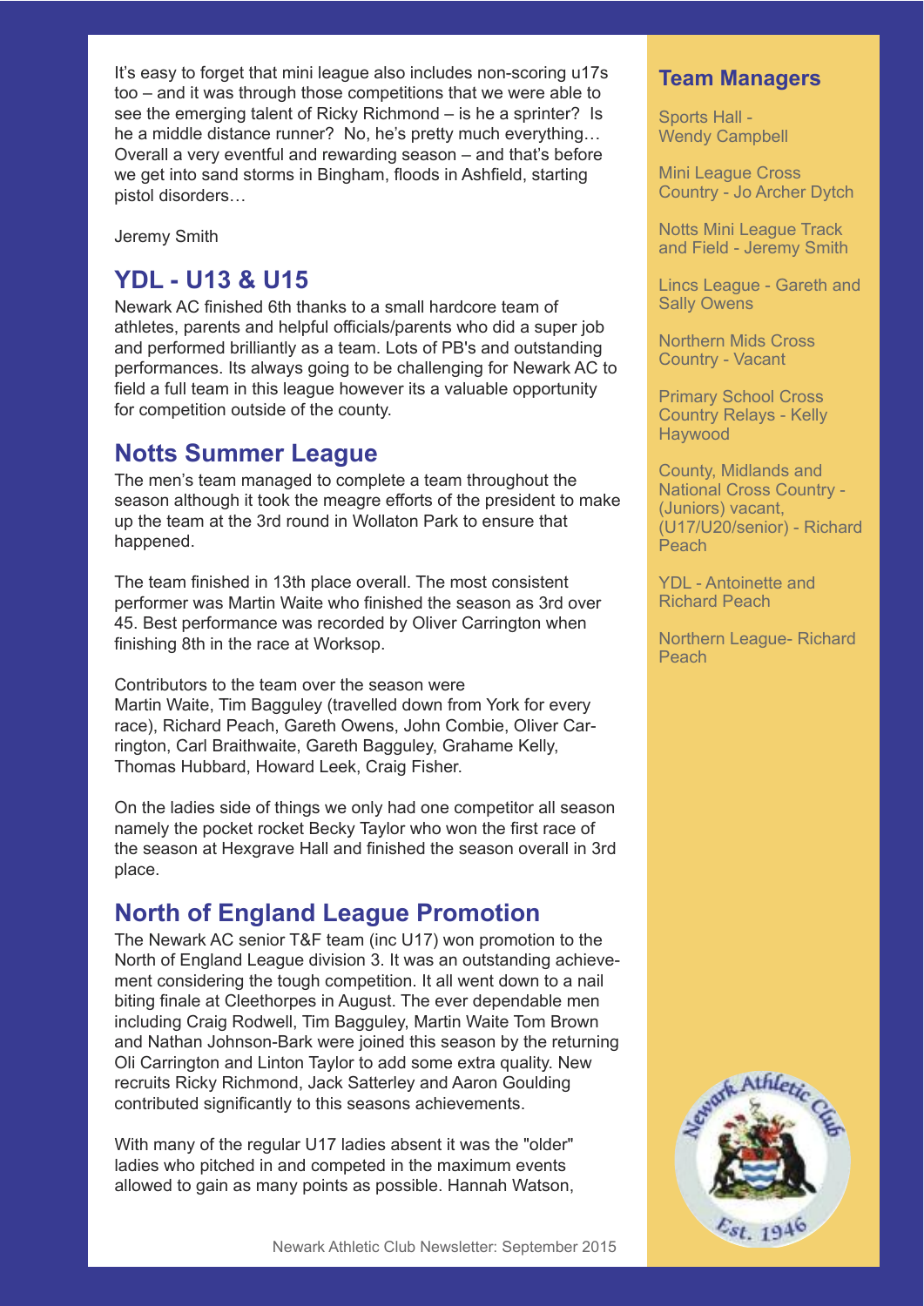It's easy to forget that mini league also includes non-scoring u17s too – and it was through those competitions that we were able to see the emerging talent of Ricky Richmond – is he a sprinter? Is he a middle distance runner? No, he's pretty much everything… Overall a very eventful and rewarding season – and that's before we get into sand storms in Bingham, floods in Ashfield, starting pistol disorders…

Jeremy Smith

## YDL - U13 & U15

Newark AC finished 6th thanks to a small hardcore team of athletes, parents and helpful officials/parents who did a super job and performed brilliantly as a team. Lots of PB's and outstanding performances. Its always going to be challenging for Newark AC to field a full team in this league however its a valuable opportunity for competition outside of the county.

## Notts Summer League

The men's team managed to complete a team throughout the season although it took the meagre efforts of the president to make up the team at the 3rd round in Wollaton Park to ensure that happened.

The team finished in 13th place overall. The most consistent performer was Martin Waite who finished the season as 3rd over 45. Best performance was recorded by Oliver Carrington when finishing 8th in the race at Worksop.

Contributors to the team over the season were Martin Waite, Tim Bagguley (travelled down from York for every race), Richard Peach, Gareth Owens, John Combie, Oliver Carrington, Carl Braithwaite, Gareth Bagguley, Grahame Kelly, Thomas Hubbard, Howard Leek, Craig Fisher.

On the ladies side of things we only had one competitor all season namely the pocket rocket Becky Taylor who won the first race of the season at Hexgrave Hall and finished the season overall in 3rd place.

## North of England League Promotion

The Newark AC senior T&F team (inc U17) won promotion to the North of England League division 3. It was an outstanding achievement considering the tough competition. It all went down to a nail biting finale at Cleethorpes in August. The ever dependable men including Craig Rodwell, Tim Bagguley, Martin Waite Tom Brown and Nathan Johnson-Bark were joined this season by the returning Oli Carrington and Linton Taylor to add some extra quality. New recruits Ricky Richmond, Jack Satterley and Aaron Goulding contributed significantly to this seasons achievements.

With many of the regular U17 ladies absent it was the "older" ladies who pitched in and competed in the maximum events allowed to gain as many points as possible. Hannah Watson,

## Team Managers

Sports Hall - Wendy Campbell

Mini League Cross Country - Jo Archer Dytch

Notts Mini League Track and Field - Jeremy Smith

Lincs League - Gareth and Sally Owens

Northern Mids Cross Country - Vacant

Primary School Cross Country Relays - Kelly Haywood

County, Midlands and National Cross Country - (Juniors) vacant, (U17/U20/senior) - Richard Peach

YDL - Antoinette and Richard Peach

Northern League- Richard Peach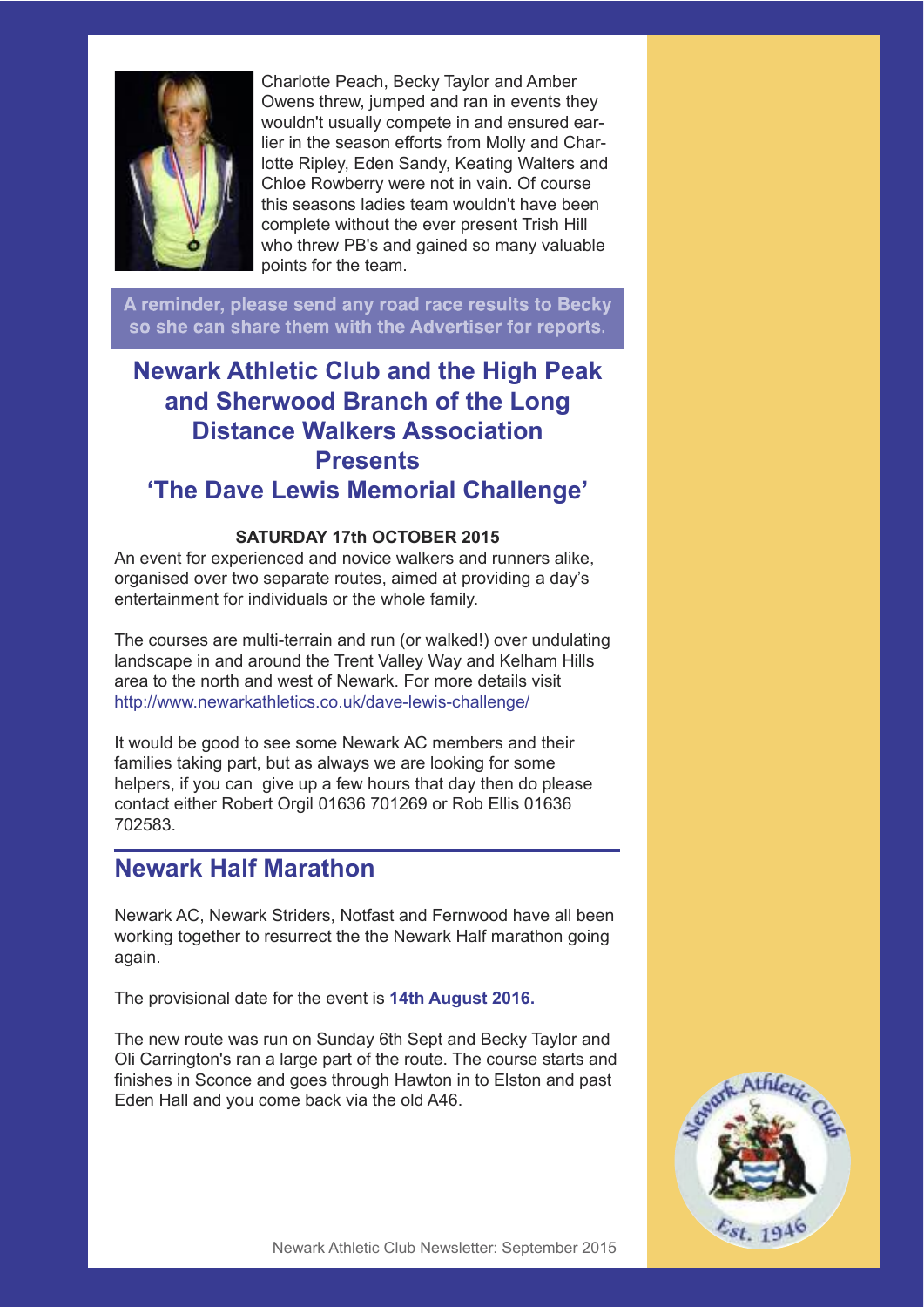Charlotte Peach, Becky Taylor and Amber Owens threw, jumped and ran in events they wouldn't usually compete in and ensured earlier in the season efforts from Molly and Charlotte Ripley, Eden Sandy, Keating Walters and Chloe Rowberry were not in vain. Of course this seasons ladies team wouldn't have been complete without the ever present Trish Hill who threw PB's and gained so many valuable points for the team.

**A reminder, please send any road race results to Becky so she can share them with the Advertiser for reports.**

## Newark Athletic Club and the High Peak and Sherwood Branch of the Long Distance Walkers Association Presents 'The Dave Lewis Memorial Challenge'

**SATURDAY 17th OCTOBER 2015**

An event for experienced and novice walkers and runners alike, organised over two separate routes, aimed at providing a day's entertainment for individuals or the whole family.

The courses are multi-terrain and run (or walked!) over undulating landscape in and around the Trent Valley Way and Kelham Hills area to the north and west of Newark. For more details visit http://www.newarkathletics.co.uk/dave-lewis-challenge/

It would be good to see some Newark AC members and their families taking part, but as always we are looking for some helpers, if you can give up a few hours that day then do please contact either Robert Orgil 01636 701269 or Rob Ellis 01636 702583.

## Newark Half Marathon

Newark AC, Newark Striders, Notfast and Fernwood have all been working together to resurrect the the Newark Half marathon going again.

The provisional date for the event is **14th August 2016.**

The new route was run on Sunday 6th Sept and Becky Taylor and Oli Carrington's ran a large part of the route. The course starts and finishes in Sconce and goes through Hawton in to Elston and past Eden Hall and you come back via the old A46.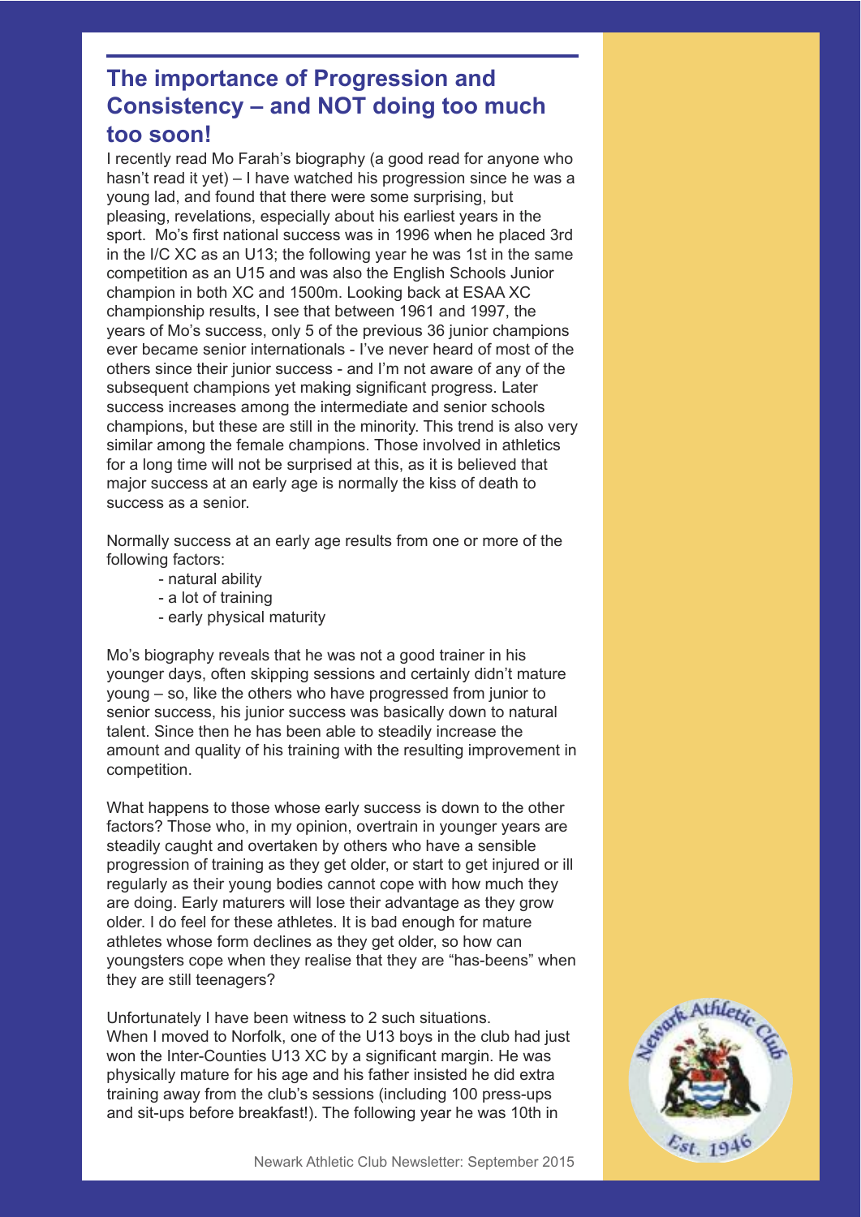## The importance of Progression and Consistency – and NOT doing too much too soon!

I recently read Mo Farah's biography (a good read for anyone who hasn't read it yet) – I have watched his progression since he was a young lad, and found that there were some surprising, but pleasing, revelations, especially about his earliest years in the sport. Mo's first national success was in 1996 when he placed 3rd in the I/C XC as an U13; the following year he was 1st in the same competition as an U15 and was also the English Schools Junior champion in both XC and 1500m. Looking back at ESAA XC championship results, I see that between 1961 and 1997, the years of Mo's success, only 5 of the previous 36 junior champions ever became senior internationals - I've never heard of most of the others since their junior success - and I'm not aware of any of the subsequent champions yet making significant progress. Later success increases among the intermediate and senior schools champions, but these are still in the minority. This trend is also very similar among the female champions. Those involved in athletics for a long time will not be surprised at this, as it is believed that major success at an early age is normally the kiss of death to success as a senior.

Normally success at an early age results from one or more of the following factors:

- natural ability
- a lot of training
- early physical maturity

Mo's biography reveals that he was not a good trainer in his younger days, often skipping sessions and certainly didn't mature young – so, like the others who have progressed from junior to senior success, his junior success was basically down to natural talent. Since then he has been able to steadily increase the amount and quality of his training with the resulting improvement in competition.

What happens to those whose early success is down to the other factors? Those who, in my opinion, overtrain in younger years are steadily caught and overtaken by others who have a sensible progression of training as they get older, or start to get injured or ill regularly as their young bodies cannot cope with how much they are doing. Early maturers will lose their advantage as they grow older. I do feel for these athletes. It is bad enough for mature athletes whose form declines as they get older, so how can youngsters cope when they realise that they are "has-beens" when they are still teenagers?

Unfortunately I have been witness to 2 such situations. When I moved to Norfolk, one of the U13 boys in the club had just won the Inter-Counties U13 XC by a significant margin. He was physically mature for his age and his father insisted he did extra training away from the club's sessions (including 100 press-ups and sit-ups before breakfast!). The following year he was 10th in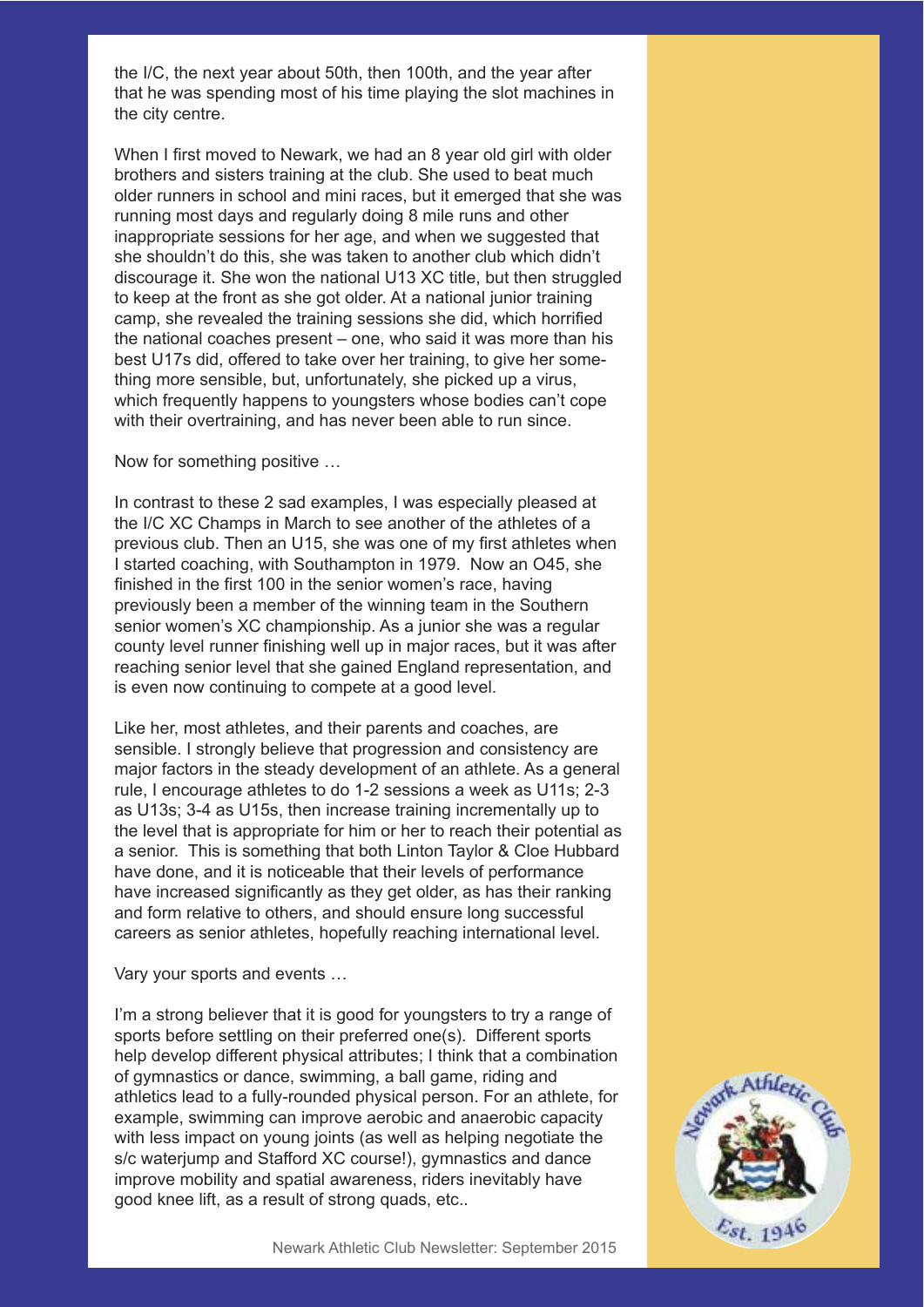the I/C, the next year about 50th, then 100th, and the year after that he was spending most of his time playing the slot machines in the city centre.

When I first moved to Newark, we had an 8 year old girl with older brothers and sisters training at the club. She used to beat much older runners in school and mini races, but it emerged that she was running most days and regularly doing 8 mile runs and other inappropriate sessions for her age, and when we suggested that she shouldn't do this, she was taken to another club which didn't discourage it. She won the national U13 XC title, but then struggled to keep at the front as she got older. At a national junior training camp, she revealed the training sessions she did, which horrified the national coaches present – one, who said it was more than his best U17s did, offered to take over her training, to give her something more sensible, but, unfortunately, she picked up a virus, which frequently happens to youngsters whose bodies can't cope with their overtraining, and has never been able to run since.

Now for something positive …

In contrast to these 2 sad examples, I was especially pleased at the I/C XC Champs in March to see another of the athletes of a previous club. Then an U15, she was one of my first athletes when I started coaching, with Southampton in 1979. Now an O45, she finished in the first 100 in the senior women's race, having previously been a member of the winning team in the Southern senior women's XC championship. As a junior she was a regular county level runner finishing well up in major races, but it was after reaching senior level that she gained England representation, and is even now continuing to compete at a good level.

Like her, most athletes, and their parents and coaches, are sensible. I strongly believe that progression and consistency are major factors in the steady development of an athlete. As a general rule, I encourage athletes to do 1-2 sessions a week as U11s; 2-3 as U13s; 3-4 as U15s, then increase training incrementally up to the level that is appropriate for him or her to reach their potential as a senior. This is something that both Linton Taylor & Cloe Hubbard have done, and it is noticeable that their levels of performance have increased significantly as they get older, as has their ranking and form relative to others, and should ensure long successful careers as senior athletes, hopefully reaching international level.

Vary your sports and events …

I'm a strong believer that it is good for youngsters to try a range of sports before settling on their preferred one(s). Different sports help develop different physical attributes; I think that a combination of gymnastics or dance, swimming, a ball game, riding and athletics lead to a fully-rounded physical person. For an athlete, for example, swimming can improve aerobic and anaerobic capacity with less impact on young joints (as well as helping negotiate the s/c waterjump and Stafford XC course!), gymnastics and dance improve mobility and spatial awareness, riders inevitably have good knee lift, as a result of strong quads, etc..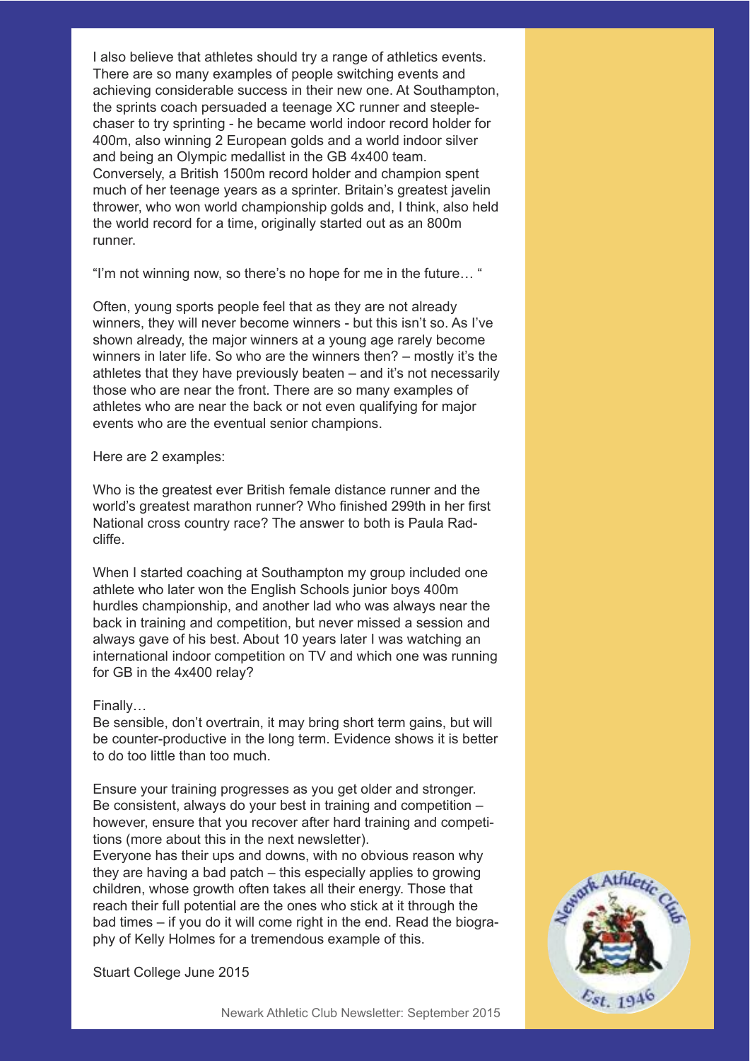I also believe that athletes should try a range of athletics events. There are so many examples of people switching events and achieving considerable success in their new one. At Southampton, the sprints coach persuaded a teenage XC runner and steeple-chaser to try sprinting - he became world indoor record holder for 400m, also winning 2 European golds and a world indoor silver and being an Olympic medallist in the GB 4x400 team. Conversely, a British 1500m record holder and champion spent much of her teenage years as a sprinter. Britain's greatest javelin thrower, who won world championship golds and, I think, also held the world record for a time, originally started out as an 800m runner.

"I'm not winning now, so there's no hope for me in the future… "

Often, young sports people feel that as they are not already winners, they will never become winners - but this isn't so. As I've shown already, the major winners at a young age rarely become winners in later life. So who are the winners then? – mostly it's the athletes that they have previously beaten – and it's not necessarily those who are near the front. There are so many examples of athletes who are near the back or not even qualifying for major events who are the eventual senior champions.

Here are 2 examples:

Who is the greatest ever British female distance runner and the world's greatest marathon runner? Who finished 299th in her first National cross country race? The answer to both is Paula Radcliffe.

When I started coaching at Southampton my group included one athlete who later won the English Schools junior boys 400m hurdles championship, and another lad who was always near the back in training and competition, but never missed a session and always gave of his best. About 10 years later I was watching an international indoor competition on TV and which one was running for GB in the 4x400 relay?

Finally…
Be sensible, don't overtrain, it may bring short term gains, but will be counter-productive in the long term. Evidence shows it is better to do too little than too much.

Ensure your training progresses as you get older and stronger. Be consistent, always do your best in training and competition – however, ensure that you recover after hard training and competitions (more about this in the next newsletter).
Everyone has their ups and downs, with no obvious reason why they are having a bad patch – this especially applies to growing children, whose growth often takes all their energy. Those that reach their full potential are the ones who stick at it through the bad times – if you do it will come right in the end. Read the biography of Kelly Holmes for a tremendous example of this.

Stuart College June 2015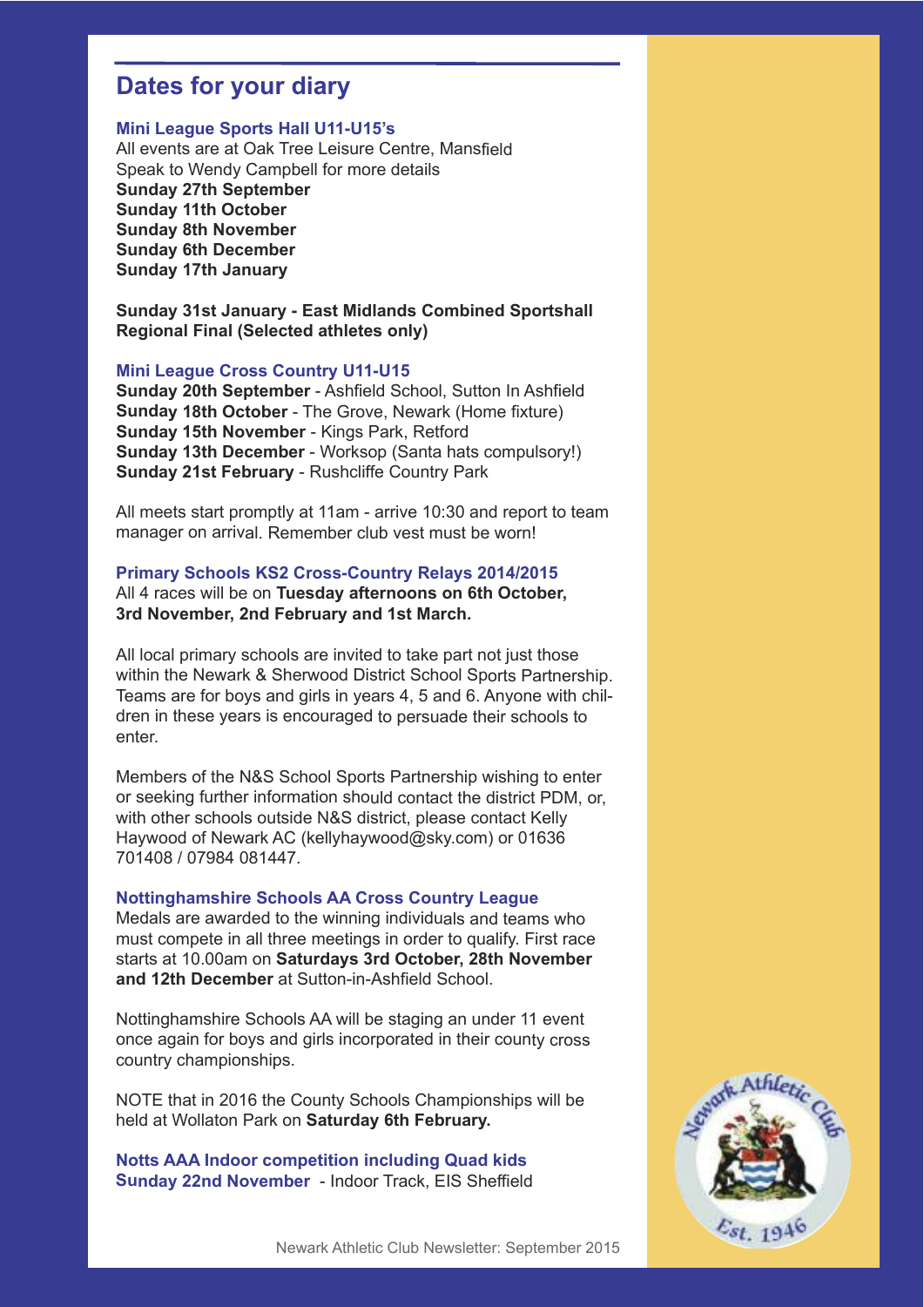## Dates for your diary

### Mini League Sports Hall U11-U15's

All events are at Oak Tree Leisure Centre, Mansfield
Speak to Wendy Campbell for more details

**Sunday 27th September**
**Sunday 11th October**
**Sunday 8th November**
**Sunday 6th December**
**Sunday 17th January**

**Sunday 31st January - East Midlands Combined Sportshall Regional Final (Selected athletes only)**

### Mini League Cross Country U11-U15

**Sunday 20th September** - Ashfield School, Sutton In Ashfield
**Sunday 18th October** - The Grove, Newark (Home fixture)
**Sunday 15th November** - Kings Park, Retford
**Sunday 13th December** - Worksop (Santa hats compulsory!)
**Sunday 21st February** - Rushcliffe Country Park

All meets start promptly at 11am - arrive 10:30 and report to team manager on arrival. Remember club vest must be worn!

### Primary Schools KS2 Cross-Country Relays 2014/2015

All 4 races will be on **Tuesday afternoons on 6th October, 3rd November, 2nd February and 1st March.**

All local primary schools are invited to take part not just those within the Newark & Sherwood District School Sports Partnership. Teams are for boys and girls in years 4, 5 and 6. Anyone with children in these years is encouraged to persuade their schools to enter.

Members of the N&S School Sports Partnership wishing to enter or seeking further information should contact the district PDM, or, with other schools outside N&S district, please contact Kelly Haywood of Newark AC (kellyhaywood@sky.com) or 01636 701408 / 07984 081447.

### Nottinghamshire Schools AA Cross Country League

Medals are awarded to the winning individuals and teams who must compete in all three meetings in order to qualify. First race starts at 10.00am on **Saturdays 3rd October, 28th November and 12th December** at Sutton-in-Ashfield School.

Nottinghamshire Schools AA will be staging an under 11 event once again for boys and girls incorporated in their county cross country championships.

NOTE that in 2016 the County Schools Championships will be held at Wollaton Park on **Saturday 6th February.**

### Notts AAA Indoor competition including Quad kids

**Sunday 22nd November** - Indoor Track, EIS Sheffield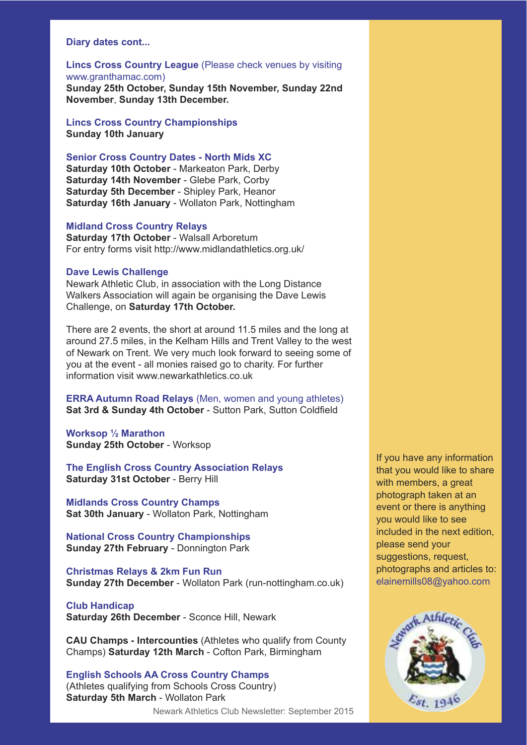**Diary dates cont...**

**Lincs Cross Country League** (Please check venues by visiting www.granthamac.com)
**Sunday 25th October, Sunday 15th November, Sunday 22nd November**, **Sunday 13th December.**

**Lincs Cross Country Championships**
**Sunday 10th January**

**Senior Cross Country Dates - North Mids XC**
**Saturday 10th October** - Markeaton Park, Derby
**Saturday 14th November** - Glebe Park, Corby
**Saturday 5th December** - Shipley Park, Heanor
**Saturday 16th January** - Wollaton Park, Nottingham

**Midland Cross Country Relays**
**Saturday 17th October** - Walsall Arboretum
For entry forms visit http://www.midlandathletics.org.uk/

**Dave Lewis Challenge**
Newark Athletic Club, in association with the Long Distance Walkers Association will again be organising the Dave Lewis Challenge, on **Saturday 17th October.**

There are 2 events, the short at around 11.5 miles and the long at around 27.5 miles, in the Kelham Hills and Trent Valley to the west of Newark on Trent. We very much look forward to seeing some of you at the event - all monies raised go to charity. For further information visit www.newarkathletics.co.uk

**ERRA Autumn Road Relays** (Men, women and young athletes)
**Sat 3rd & Sunday 4th October** - Sutton Park, Sutton Coldfield

**Worksop ½ Marathon**
**Sunday 25th October** - Worksop

**The English Cross Country Association Relays**
**Saturday 31st October** - Berry Hill

**Midlands Cross Country Champs**
**Sat 30th January** - Wollaton Park, Nottingham

**National Cross Country Championships**
**Sunday 27th February** - Donnington Park

**Christmas Relays & 2km Fun Run**
**Sunday 27th December** - Wollaton Park (run-nottingham.co.uk)

**Club Handicap**
**Saturday 26th December** - Sconce Hill, Newark

**CAU Champs - Intercounties** (Athletes who qualify from County Champs) **Saturday 12th March** - Cofton Park, Birmingham

**English Schools AA Cross Country Champs**
(Athletes qualifying from Schools Cross Country)
**Saturday 5th March** - Wollaton Park

If you have any information that you would like to share with members, a great photograph taken at an event or there is anything you would like to see included in the next edition, please send your suggestions, request, photographs and articles to: elainemills08@yahoo.com